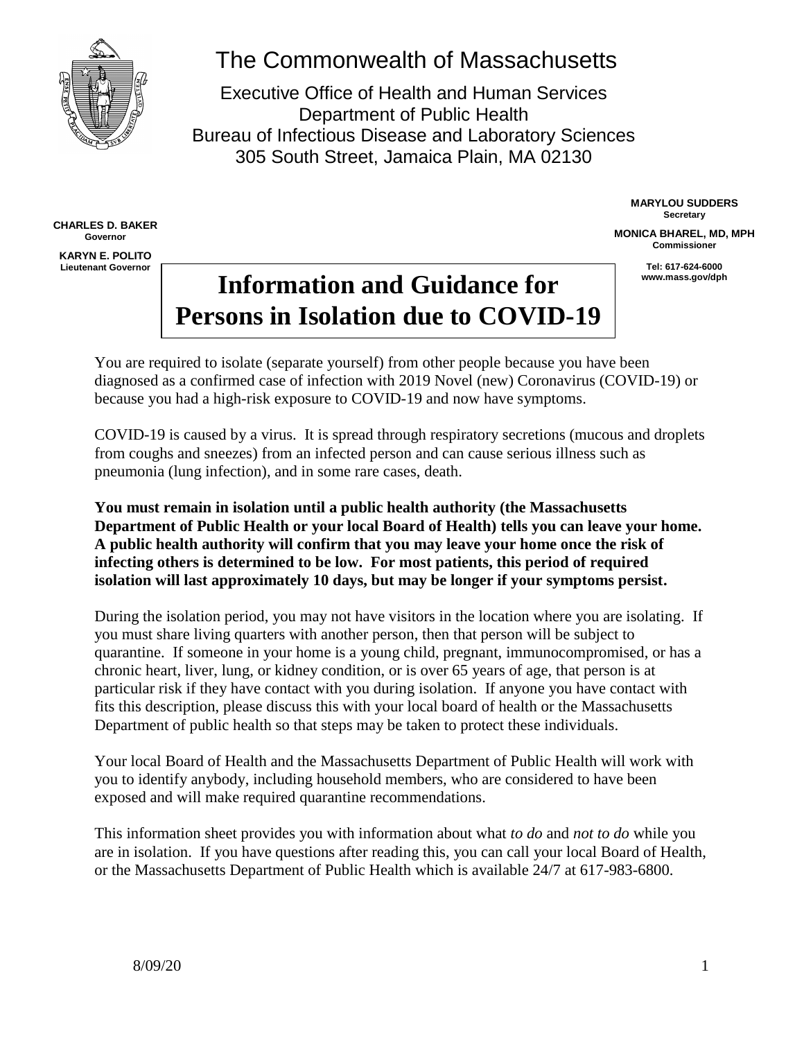# The Commonwealth of Massachusetts

Executive Office of Health and Human Services
Department of Public Health
Bureau of Infectious Disease and Laboratory Sciences
305 South Street, Jamaica Plain, MA 02130

**CHARLES D. BAKER**
**Governor**

**KARYN E. POLITO**
**Lieutenant Governor**

**MARYLOU SUDDERS**
**Secretary**

**MONICA BHAREL, MD, MPH**
**Commissioner**

**Tel: 617-624-6000**
**www.mass.gov/dph**

# Information and Guidance for Persons in Isolation due to COVID-19

You are required to isolate (separate yourself) from other people because you have been diagnosed as a confirmed case of infection with 2019 Novel (new) Coronavirus (COVID-19) or because you had a high-risk exposure to COVID-19 and now have symptoms.

COVID-19 is caused by a virus. It is spread through respiratory secretions (mucous and droplets from coughs and sneezes) from an infected person and can cause serious illness such as pneumonia (lung infection), and in some rare cases, death.

**You must remain in isolation until a public health authority (the Massachusetts Department of Public Health or your local Board of Health) tells you can leave your home. A public health authority will confirm that you may leave your home once the risk of infecting others is determined to be low. For most patients, this period of required isolation will last approximately 10 days, but may be longer if your symptoms persist.**

During the isolation period, you may not have visitors in the location where you are isolating. If you must share living quarters with another person, then that person will be subject to quarantine. If someone in your home is a young child, pregnant, immunocompromised, or has a chronic heart, liver, lung, or kidney condition, or is over 65 years of age, that person is at particular risk if they have contact with you during isolation. If anyone you have contact with fits this description, please discuss this with your local board of health or the Massachusetts Department of public health so that steps may be taken to protect these individuals.

Your local Board of Health and the Massachusetts Department of Public Health will work with you to identify anybody, including household members, who are considered to have been exposed and will make required quarantine recommendations.

This information sheet provides you with information about what *to do* and *not to do* while you are in isolation. If you have questions after reading this, you can call your local Board of Health, or the Massachusetts Department of Public Health which is available 24/7 at 617-983-6800.

8/09/20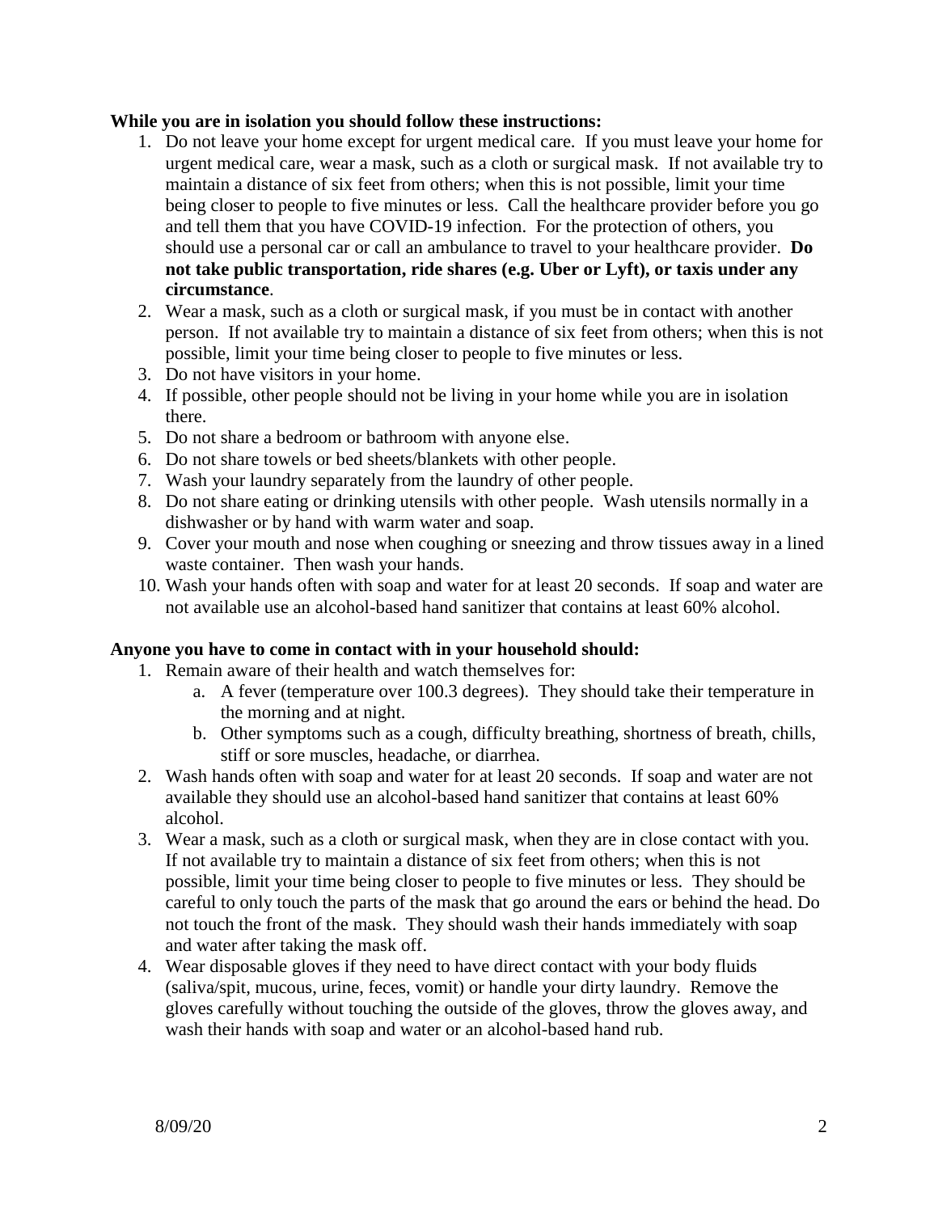**While you are in isolation you should follow these instructions:**

1. Do not leave your home except for urgent medical care. If you must leave your home for urgent medical care, wear a mask, such as a cloth or surgical mask. If not available try to maintain a distance of six feet from others; when this is not possible, limit your time being closer to people to five minutes or less. Call the healthcare provider before you go and tell them that you have COVID-19 infection. For the protection of others, you should use a personal car or call an ambulance to travel to your healthcare provider. **Do not take public transportation, ride shares (e.g. Uber or Lyft), or taxis under any circumstance**.
2. Wear a mask, such as a cloth or surgical mask, if you must be in contact with another person. If not available try to maintain a distance of six feet from others; when this is not possible, limit your time being closer to people to five minutes or less.
3. Do not have visitors in your home.
4. If possible, other people should not be living in your home while you are in isolation there.
5. Do not share a bedroom or bathroom with anyone else.
6. Do not share towels or bed sheets/blankets with other people.
7. Wash your laundry separately from the laundry of other people.
8. Do not share eating or drinking utensils with other people. Wash utensils normally in a dishwasher or by hand with warm water and soap.
9. Cover your mouth and nose when coughing or sneezing and throw tissues away in a lined waste container. Then wash your hands.
10. Wash your hands often with soap and water for at least 20 seconds. If soap and water are not available use an alcohol-based hand sanitizer that contains at least 60% alcohol.

**Anyone you have to come in contact with in your household should:**

1. Remain aware of their health and watch themselves for:
    a. A fever (temperature over 100.3 degrees). They should take their temperature in the morning and at night.
    b. Other symptoms such as a cough, difficulty breathing, shortness of breath, chills, stiff or sore muscles, headache, or diarrhea.
2. Wash hands often with soap and water for at least 20 seconds. If soap and water are not available they should use an alcohol-based hand sanitizer that contains at least 60% alcohol.
3. Wear a mask, such as a cloth or surgical mask, when they are in close contact with you. If not available try to maintain a distance of six feet from others; when this is not possible, limit your time being closer to people to five minutes or less. They should be careful to only touch the parts of the mask that go around the ears or behind the head. Do not touch the front of the mask. They should wash their hands immediately with soap and water after taking the mask off.
4. Wear disposable gloves if they need to have direct contact with your body fluids (saliva/spit, mucous, urine, feces, vomit) or handle your dirty laundry. Remove the gloves carefully without touching the outside of the gloves, throw the gloves away, and wash their hands with soap and water or an alcohol-based hand rub.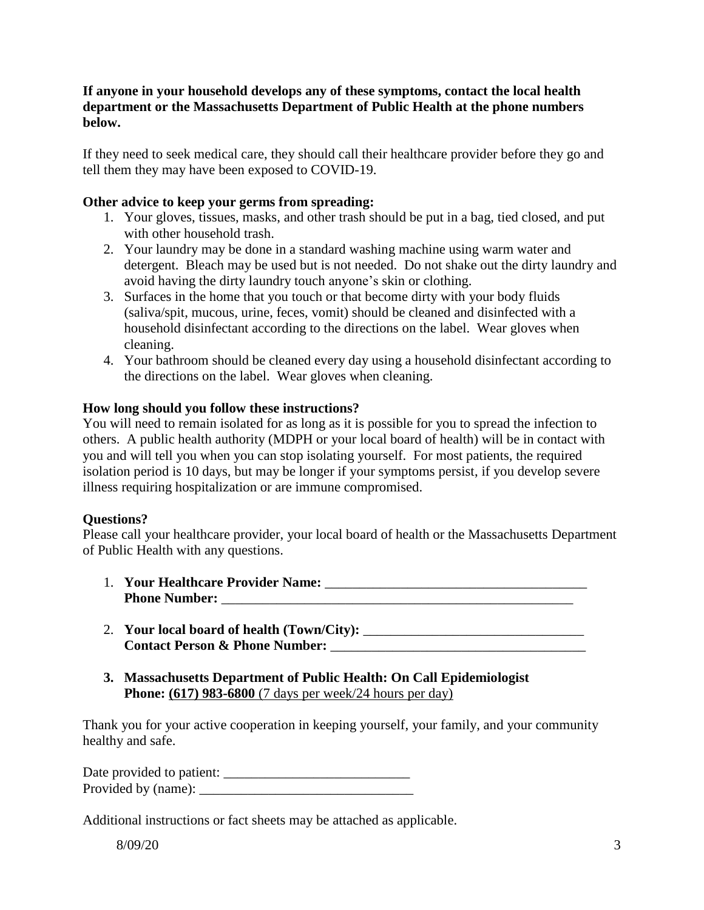**If anyone in your household develops any of these symptoms, contact the local health department or the Massachusetts Department of Public Health at the phone numbers below.**

If they need to seek medical care, they should call their healthcare provider before they go and tell them they may have been exposed to COVID-19.

**Other advice to keep your germs from spreading:**

1. Your gloves, tissues, masks, and other trash should be put in a bag, tied closed, and put with other household trash.
2. Your laundry may be done in a standard washing machine using warm water and detergent. Bleach may be used but is not needed. Do not shake out the dirty laundry and avoid having the dirty laundry touch anyone's skin or clothing.
3. Surfaces in the home that you touch or that become dirty with your body fluids (saliva/spit, mucous, urine, feces, vomit) should be cleaned and disinfected with a household disinfectant according to the directions on the label. Wear gloves when cleaning.
4. Your bathroom should be cleaned every day using a household disinfectant according to the directions on the label. Wear gloves when cleaning.

**How long should you follow these instructions?**

You will need to remain isolated for as long as it is possible for you to spread the infection to others. A public health authority (MDPH or your local board of health) will be in contact with you and will tell you when you can stop isolating yourself. For most patients, the required isolation period is 10 days, but may be longer if your symptoms persist, if you develop severe illness requiring hospitalization or are immune compromised.

**Questions?**

Please call your healthcare provider, your local board of health or the Massachusetts Department of Public Health with any questions.

1. **Your Healthcare Provider Name:** ______________________________________
   **Phone Number:** ____________________________________________________
2. **Your local board of health (Town/City):** _______________________________
   **Contact Person & Phone Number:** ___________________________________
3. **Massachusetts Department of Public Health: On Call Epidemiologist**
   **Phone: (617) 983-6800** (7 days per week/24 hours per day)

Thank you for your active cooperation in keeping yourself, your family, and your community healthy and safe.

Date provided to patient: ___________________________
Provided by (name): _______________________________

Additional instructions or fact sheets may be attached as applicable.

8/09/20